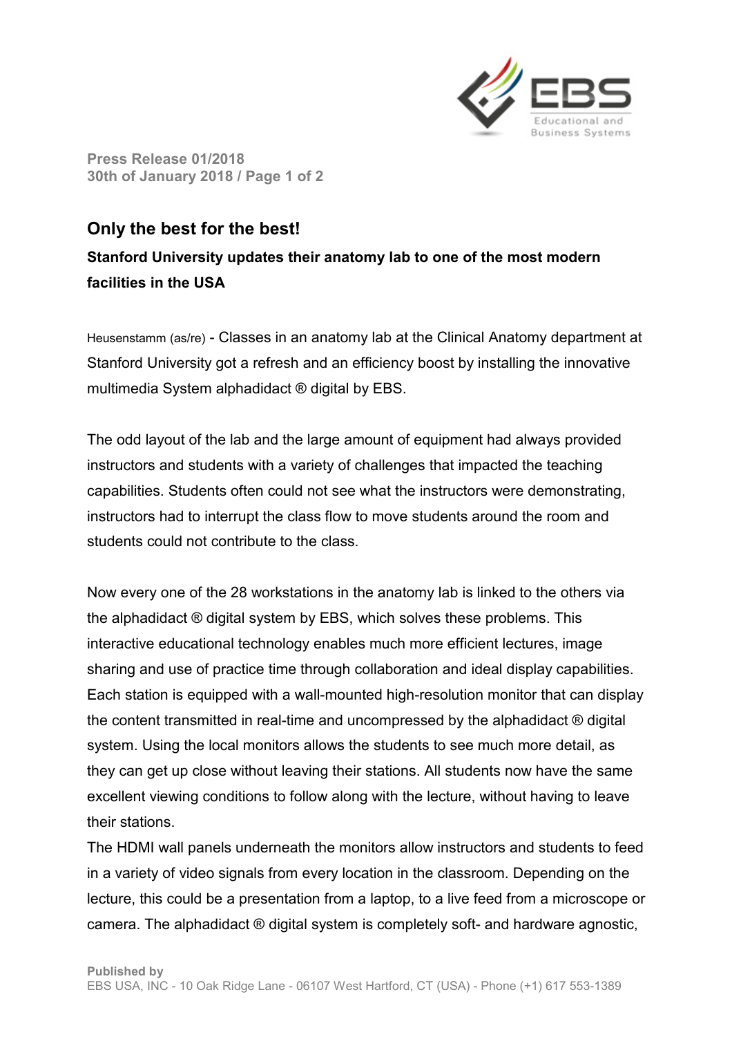Press Release 01/2018
30th of January 2018

# Only the best for the best!

## Stanford University updates their anatomy lab to one of the most modern facilities in the USA

Heusenstamm (as/re) - Classes in an anatomy lab at the Clinical Anatomy department at Stanford University got a refresh and an efficiency boost by installing the innovative multimedia System alphadidact ® digital by EBS.

The odd layout of the lab and the large amount of equipment had always provided instructors and students with a variety of challenges that impacted the teaching capabilities. Students often could not see what the instructors were demonstrating, instructors had to interrupt the class flow to move students around the room and students could not contribute to the class.

Now every one of the 28 workstations in the anatomy lab is linked to the others via the alphadidact ® digital system by EBS, which solves these problems. This interactive educational technology enables much more efficient lectures, image sharing and use of practice time through collaboration and ideal display capabilities. Each station is equipped with a wall-mounted high-resolution monitor that can display the content transmitted in real-time and uncompressed by the alphadidact ® digital system. Using the local monitors allows the students to see much more detail, as they can get up close without leaving their stations. All students now have the same excellent viewing conditions to follow along with the lecture, without having to leave their stations.
The HDMI wall panels underneath the monitors allow instructors and students to feed in a variety of video signals from every location in the classroom. Depending on the lecture, this could be a presentation from a laptop, to a live feed from a microscope or camera. The alphadidact ® digital system is completely soft- and hardware agnostic,

Published by
EBS USA, INC - 10 Oak Ridge Lane - 06107 West Hartford, CT (USA) - Phone (+1) 617 553-1389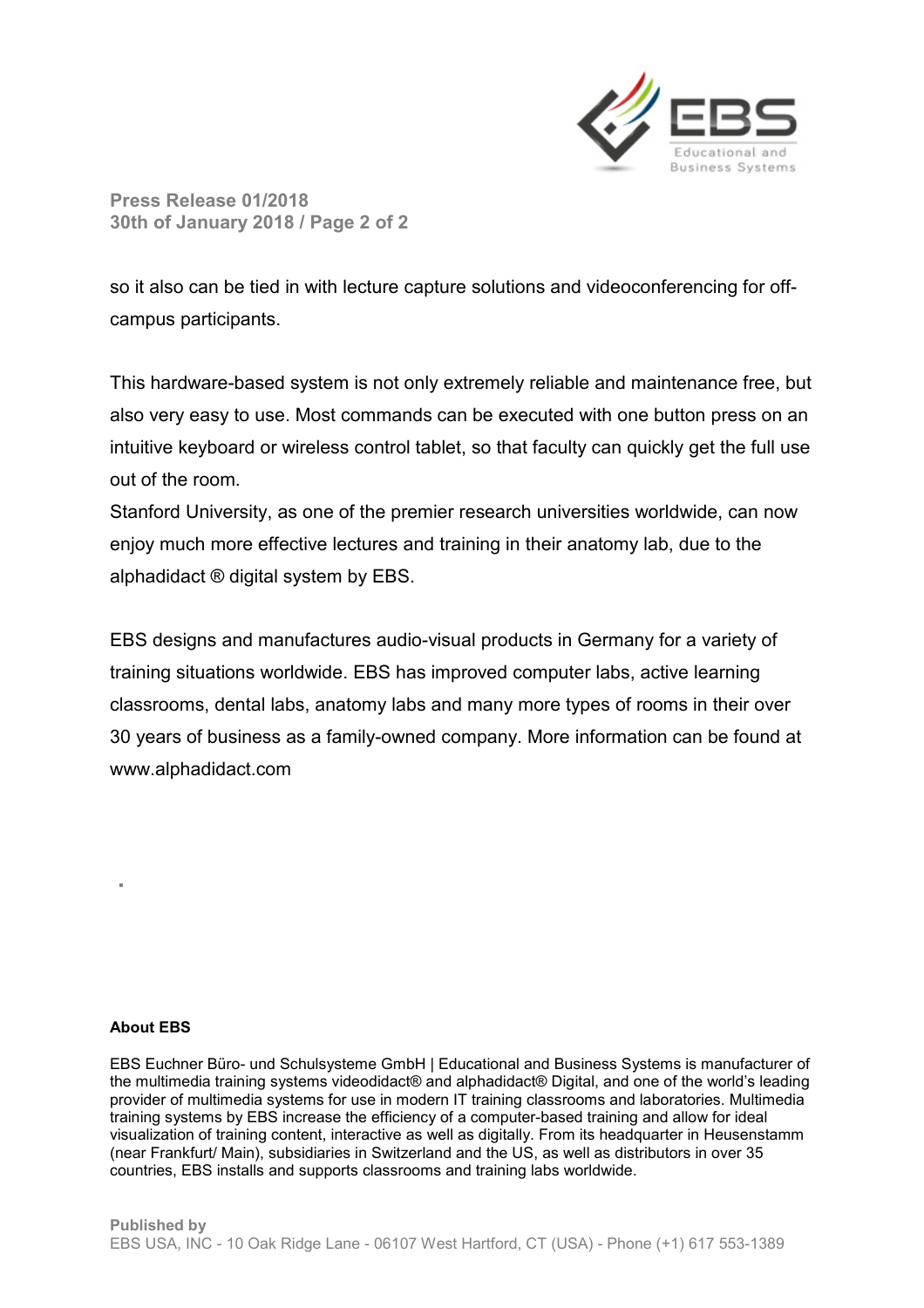so it also can be tied in with lecture capture solutions and videoconferencing for off-campus participants.

This hardware-based system is not only extremely reliable and maintenance free, but also very easy to use. Most commands can be executed with one button press on an intuitive keyboard or wireless control tablet, so that faculty can quickly get the full use out of the room.
Stanford University, as one of the premier research universities worldwide, can now enjoy much more effective lectures and training in their anatomy lab, due to the alphadidact ® digital system by EBS.

EBS designs and manufactures audio-visual products in Germany for a variety of training situations worldwide. EBS has improved computer labs, active learning classrooms, dental labs, anatomy labs and many more types of rooms in their over 30 years of business as a family-owned company. More information can be found at www.alphadidact.com

**About EBS**

EBS Euchner Büro- und Schulsysteme GmbH | Educational and Business Systems is manufacturer of the multimedia training systems videodidact® and alphadidact® Digital, and one of the world's leading provider of multimedia systems for use in modern IT training classrooms and laboratories. Multimedia training systems by EBS increase the efficiency of a computer-based training and allow for ideal visualization of training content, interactive as well as digitally. From its headquarter in Heusenstamm (near Frankfurt/ Main), subsidiaries in Switzerland and the US, as well as distributors in over 35 countries, EBS installs and supports classrooms and training labs worldwide.

**Published by**
EBS USA, INC - 10 Oak Ridge Lane - 06107 West Hartford, CT (USA) - Phone (+1) 617 553-1389